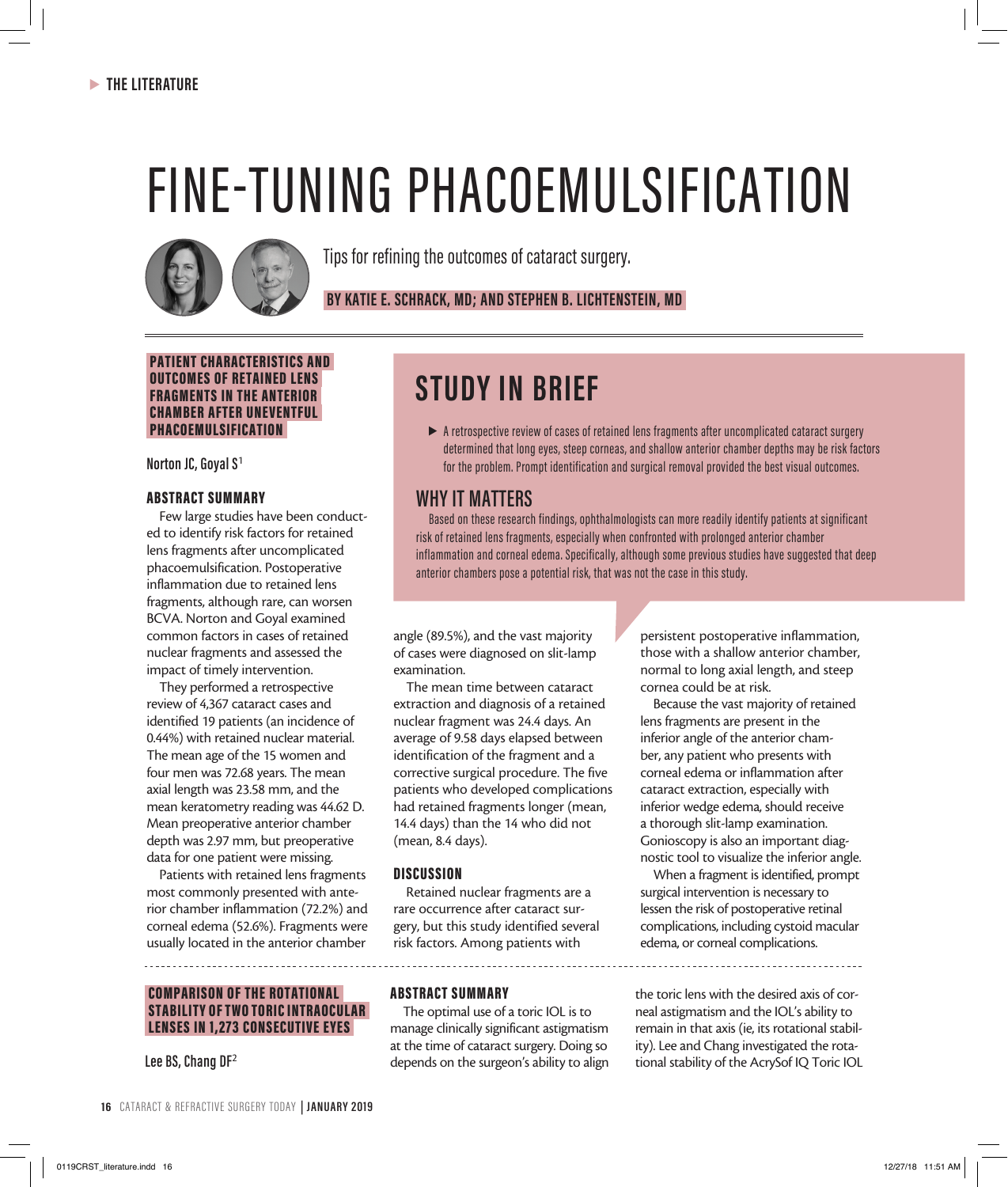# FINE-TUNING PHACOEMULSIFICATION

Tips for refining the outcomes of cataract surgery.

**BY KATIE E. SCHRACK, MD; AND STEPHEN B. LICHTENSTEIN, MD**

## PATIENT CHARACTERISTICS AND OUTCOMES OF RETAINED LENS FRAGMENTS IN THE ANTERIOR CHAMBER AFTER UNEVENTFUL PHACOEMULSIFICATION

Norton JC, Goyal S[1]

## STUDY IN BRIEF

- A retrospective review of cases of retained lens fragments after uncomplicated cataract surgery determined that long eyes, steep corneas, and shallow anterior chamber depths may be risk factors for the problem. Prompt identification and surgical removal provided the best visual outcomes.

## WHY IT MATTERS

Based on these research findings, ophthalmologists can more readily identify patients at significant risk of retained lens fragments, especially when confronted with prolonged anterior chamber inflammation and corneal edema. Specifically, although some previous studies have suggested that deep anterior chambers pose a potential risk, that was not the case in this study.

### ABSTRACT SUMMARY

Few large studies have been conducted to identify risk factors for retained lens fragments after uncomplicated phacoemulsification. Postoperative inflammation due to retained lens fragments, although rare, can worsen BCVA. Norton and Goyal examined common factors in cases of retained nuclear fragments and assessed the impact of timely intervention.

They performed a retrospective review of 4,367 cataract cases and identified 19 patients (an incidence of 0.44%) with retained nuclear material. The mean age of the 15 women and four men was 72.68 years. The mean axial length was 23.58 mm, and the mean keratometry reading was 44.62 D. Mean preoperative anterior chamber depth was 2.97 mm, but preoperative data for one patient were missing.

Patients with retained lens fragments most commonly presented with anterior chamber inflammation (72.2%) and corneal edema (52.6%). Fragments were usually located in the anterior chamber angle (89.5%), and the vast majority of cases were diagnosed on slit-lamp examination.

The mean time between cataract extraction and diagnosis of a retained nuclear fragment was 24.4 days. An average of 9.58 days elapsed between identification of the fragment and a corrective surgical procedure. The five patients who developed complications had retained fragments longer (mean, 14.4 days) than the 14 who did not (mean, 8.4 days).

### DISCUSSION

Retained nuclear fragments are a rare occurrence after cataract surgery, but this study identified several risk factors. Among patients with persistent postoperative inflammation, those with a shallow anterior chamber, normal to long axial length, and steep cornea could be at risk.

Because the vast majority of retained lens fragments are present in the inferior angle of the anterior chamber, any patient who presents with corneal edema or inflammation after cataract extraction, especially with inferior wedge edema, should receive a thorough slit-lamp examination. Gonioscopy is also an important diagnostic tool to visualize the inferior angle.

When a fragment is identified, prompt surgical intervention is necessary to lessen the risk of postoperative retinal complications, including cystoid macular edema, or corneal complications.

## COMPARISON OF THE ROTATIONAL STABILITY OF TWO TORIC INTRAOCULAR LENSES IN 1,273 CONSECUTIVE EYES

Lee BS, Chang DF[2]

### ABSTRACT SUMMARY

The optimal use of a toric IOL is to manage clinically significant astigmatism at the time of cataract surgery. Doing so depends on the surgeon's ability to align the toric lens with the desired axis of corneal astigmatism and the IOL's ability to remain in that axis (ie, its rotational stability). Lee and Chang investigated the rotational stability of the AcrySof IQ Toric IOL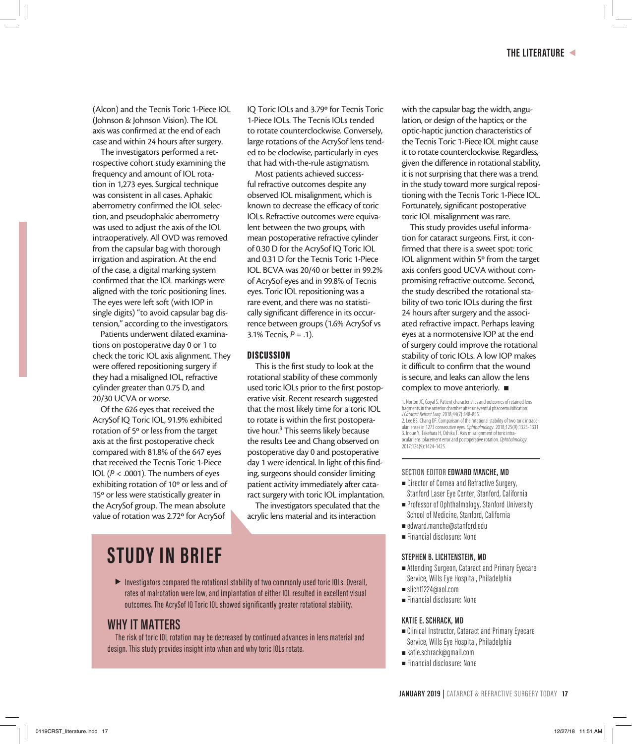(Alcon) and the Tecnis Toric 1-Piece IOL (Johnson & Johnson Vision). The IOL axis was confirmed at the end of each case and within 24 hours after surgery.

The investigators performed a retrospective cohort study examining the frequency and amount of IOL rotation in 1,273 eyes. Surgical technique was consistent in all cases. Aphakic aberrometry confirmed the IOL selection, and pseudophakic aberrometry was used to adjust the axis of the IOL intraoperatively. All OVD was removed from the capsular bag with thorough irrigation and aspiration. At the end of the case, a digital marking system confirmed that the IOL markings were aligned with the toric positioning lines. The eyes were left soft (with IOP in single digits) "to avoid capsular bag distension," according to the investigators.

Patients underwent dilated examinations on postoperative day 0 or 1 to check the toric IOL axis alignment. They were offered repositioning surgery if they had a misaligned IOL, refractive cylinder greater than 0.75 D, and 20/30 UCVA or worse.

Of the 626 eyes that received the AcrySof IQ Toric IOL, 91.9% exhibited rotation of 5º or less from the target axis at the first postoperative check compared with 81.8% of the 647 eyes that received the Tecnis Toric 1-Piece IOL ($P < .0001$). The numbers of eyes exhibiting rotation of 10º or less and of 15º or less were statistically greater in the AcrySof group. The mean absolute value of rotation was 2.72º for AcrySof IQ Toric IOLs and 3.79º for Tecnis Toric 1-Piece IOLs. The Tecnis IOLs tended to rotate counterclockwise. Conversely, large rotations of the AcrySof lens tended to be clockwise, particularly in eyes that had with-the-rule astigmatism.

Most patients achieved successful refractive outcomes despite any observed IOL misalignment, which is known to decrease the efficacy of toric IOLs. Refractive outcomes were equivalent between the two groups, with mean postoperative refractive cylinder of 0.30 D for the AcrySof IQ Toric IOL and 0.31 D for the Tecnis Toric 1-Piece IOL. BCVA was 20/40 or better in 99.2% of AcrySof eyes and in 99.8% of Tecnis eyes. Toric IOL repositioning was a rare event, and there was no statistically significant difference in its occurrence between groups (1.6% AcrySof vs 3.1% Tecnis, $P = .1$).

## DISCUSSION

This is the first study to look at the rotational stability of these commonly used toric IOLs prior to the first postoperative visit. Recent research suggested that the most likely time for a toric IOL to rotate is within the first postoperative hour.[3] This seems likely because the results Lee and Chang observed on postoperative day 0 and postoperative day 1 were identical. In light of this finding, surgeons should consider limiting patient activity immediately after cataract surgery with toric IOL implantation.

The investigators speculated that the acrylic lens material and its interaction with the capsular bag; the width, angulation, or design of the haptics; or the optic-haptic junction characteristics of the Tecnis Toric 1-Piece IOL might cause it to rotate counterclockwise. Regardless, given the difference in rotational stability, it is not surprising that there was a trend in the study toward more surgical repositioning with the Tecnis Toric 1-Piece IOL. Fortunately, significant postoperative toric IOL misalignment was rare.

This study provides useful information for cataract surgeons. First, it confirmed that there is a sweet spot: toric IOL alignment within 5º from the target axis confers good UCVA without compromising refractive outcome. Second, the study described the rotational stability of two toric IOLs during the first 24 hours after surgery and the associated refractive impact. Perhaps leaving eyes at a normotensive IOP at the end of surgery could improve the rotational stability of toric IOLs. A low IOP makes it difficult to confirm that the wound is secure, and leaks can allow the lens complex to move anteriorly. ■

1. Norton JC, Goyal S. Patient characteristics and outcomes of retained lens fragments in the anterior chamber after uneventful phacoemulsification. *J Cataract Refract Surg*. 2018;44(7):848-855.
2. Lee BS, Chang DF. Comparison of the rotational stability of two toric intraocular lenses in 1273 consecutive eyes. *Ophthalmology*. 2018;125(9):1325-1331.
3. Inoue Y, Takehara H, Oshika T. Axis misalignment of toric intraocular lens: placement error and postoperative rotation. *Ophthalmology*. 2017;124(9):1424-1425.

## STUDY IN BRIEF

- Investigators compared the rotational stability of two commonly used toric IOLs. Overall, rates of malrotation were low, and implantation of either IOL resulted in excellent visual outcomes. The AcrySof IQ Toric IOL showed significantly greater rotational stability.

## WHY IT MATTERS

The risk of toric IOL rotation may be decreased by continued advances in lens material and design. This study provides insight into when and why toric IOLs rotate.

SECTION EDITOR **EDWARD MANCHE, MD**
- Director of Cornea and Refractive Surgery, Stanford Laser Eye Center, Stanford, California
- Professor of Ophthalmology, Stanford University School of Medicine, Stanford, California
- edward.manche@stanford.edu
- Financial disclosure: None

**STEPHEN B. LICHTENSTEIN, MD**
- Attending Surgeon, Cataract and Primary Eyecare Service, Wills Eye Hospital, Philadelphia
- slicht1224@aol.com
- Financial disclosure: None

**KATIE E. SCHRACK, MD**
- Clinical Instructor, Cataract and Primary Eyecare Service, Wills Eye Hospital, Philadelphia
- katie.schrack@gmail.com
- Financial disclosure: None